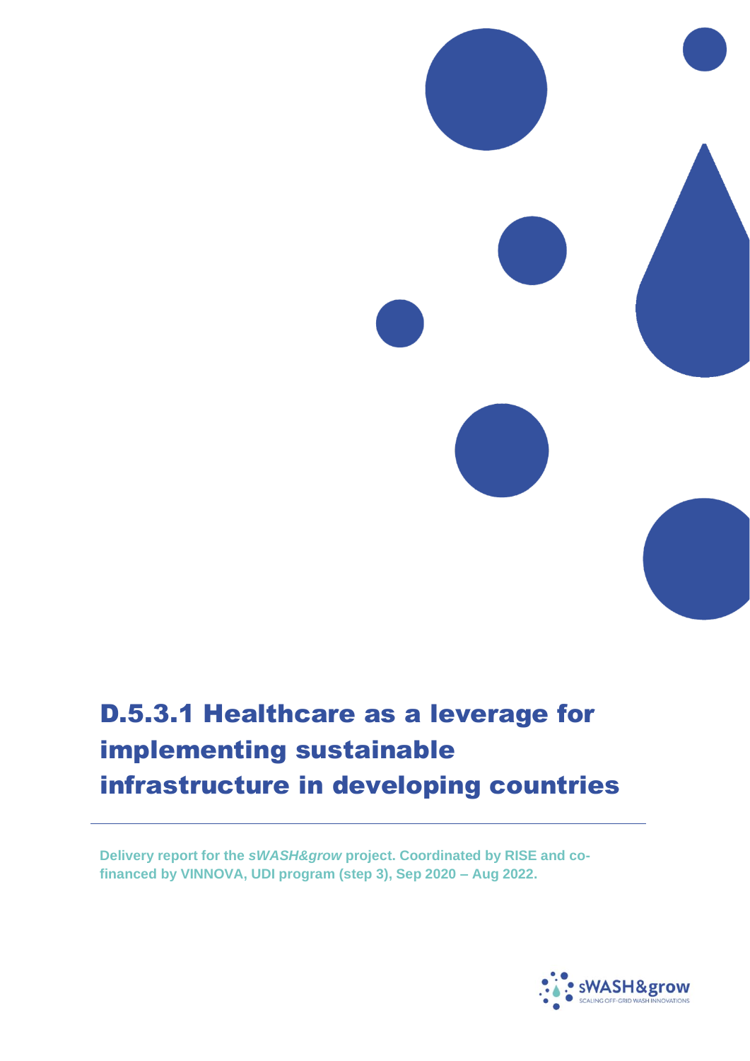# D.5.3.1 Healthcare as a leverage for implementing sustainable infrastructure in developing countries

**Delivery report for the *sWASH&grow* project. Coordinated by RISE and co-financed by VINNOVA, UDI program (step 3), Sep 2020 – Aug 2022.**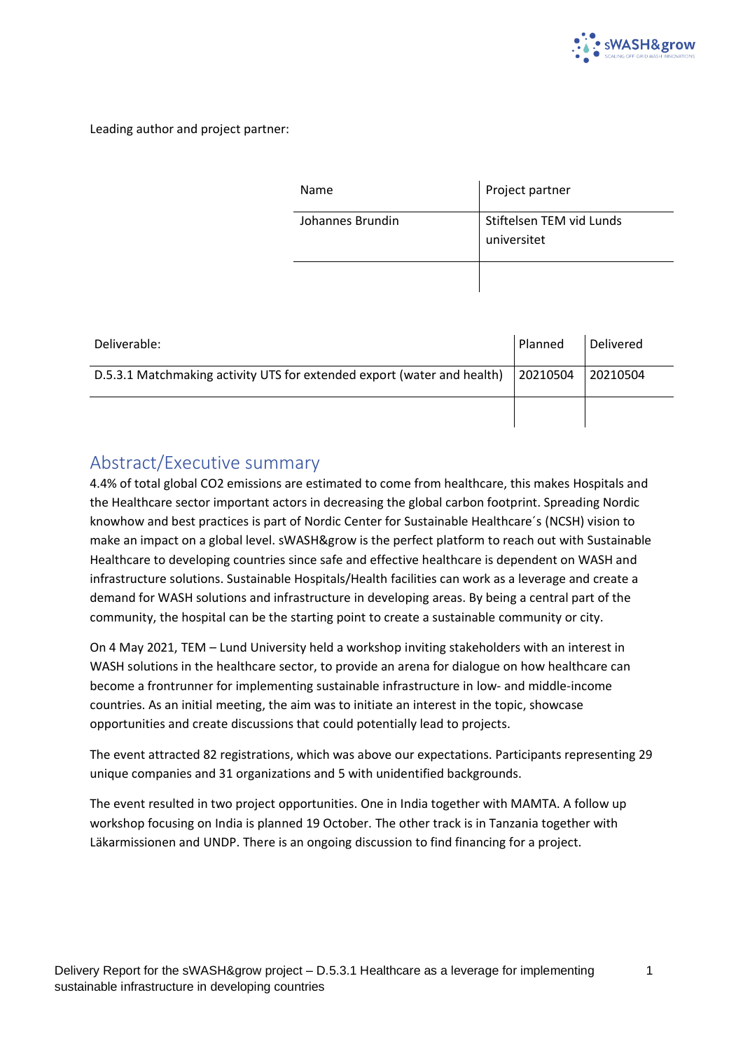Leading author and project partner:

| Name | Project partner |
|---|---|
| Johannes Brundin | Stiftelsen TEM vid Lunds universitet |
| | |

| Deliverable: | Planned | Delivered |
|---|---|---|
| D.5.3.1 Matchmaking activity UTS for extended export (water and health) | 20210504 | 20210504 |
| | | |

## Abstract/Executive summary

4.4% of total global $CO_2$ emissions are estimated to come from healthcare, this makes Hospitals and the Healthcare sector important actors in decreasing the global carbon footprint. Spreading Nordic knowhow and best practices is part of Nordic Center for Sustainable Healthcare´s (NCSH) vision to make an impact on a global level. sWASH&grow is the perfect platform to reach out with Sustainable Healthcare to developing countries since safe and effective healthcare is dependent on WASH and infrastructure solutions. Sustainable Hospitals/Health facilities can work as a leverage and create a demand for WASH solutions and infrastructure in developing areas. By being a central part of the community, the hospital can be the starting point to create a sustainable community or city.

On 4 May 2021, TEM – Lund University held a workshop inviting stakeholders with an interest in WASH solutions in the healthcare sector, to provide an arena for dialogue on how healthcare can become a frontrunner for implementing sustainable infrastructure in low- and middle-income countries. As an initial meeting, the aim was to initiate an interest in the topic, showcase opportunities and create discussions that could potentially lead to projects.

The event attracted 82 registrations, which was above our expectations. Participants representing 29 unique companies and 31 organizations and 5 with unidentified backgrounds.

The event resulted in two project opportunities. One in India together with MAMTA. A follow up workshop focusing on India is planned 19 October. The other track is in Tanzania together with Läkarmissionen and UNDP. There is an ongoing discussion to find financing for a project.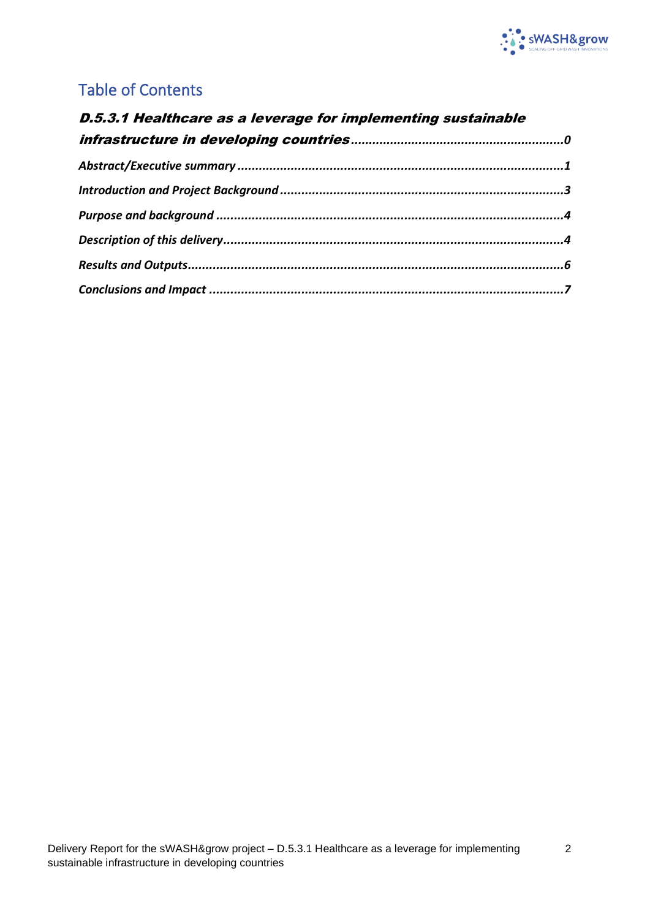# Table of Contents

***D.5.3.1 Healthcare as a leverage for implementing sustainable infrastructure in developing countries*** .......................................................... ***0***

***Abstract/Executive summary*** .......................................................................................... ***1***

***Introduction and Project Background*** .............................................................................. ***3***

***Purpose and background*** ............................................................................................... ***4***

***Description of this delivery*** ............................................................................................. ***4***

***Results and Outputs*** ........................................................................................................ ***6***

***Conclusions and Impact*** .................................................................................................. ***7***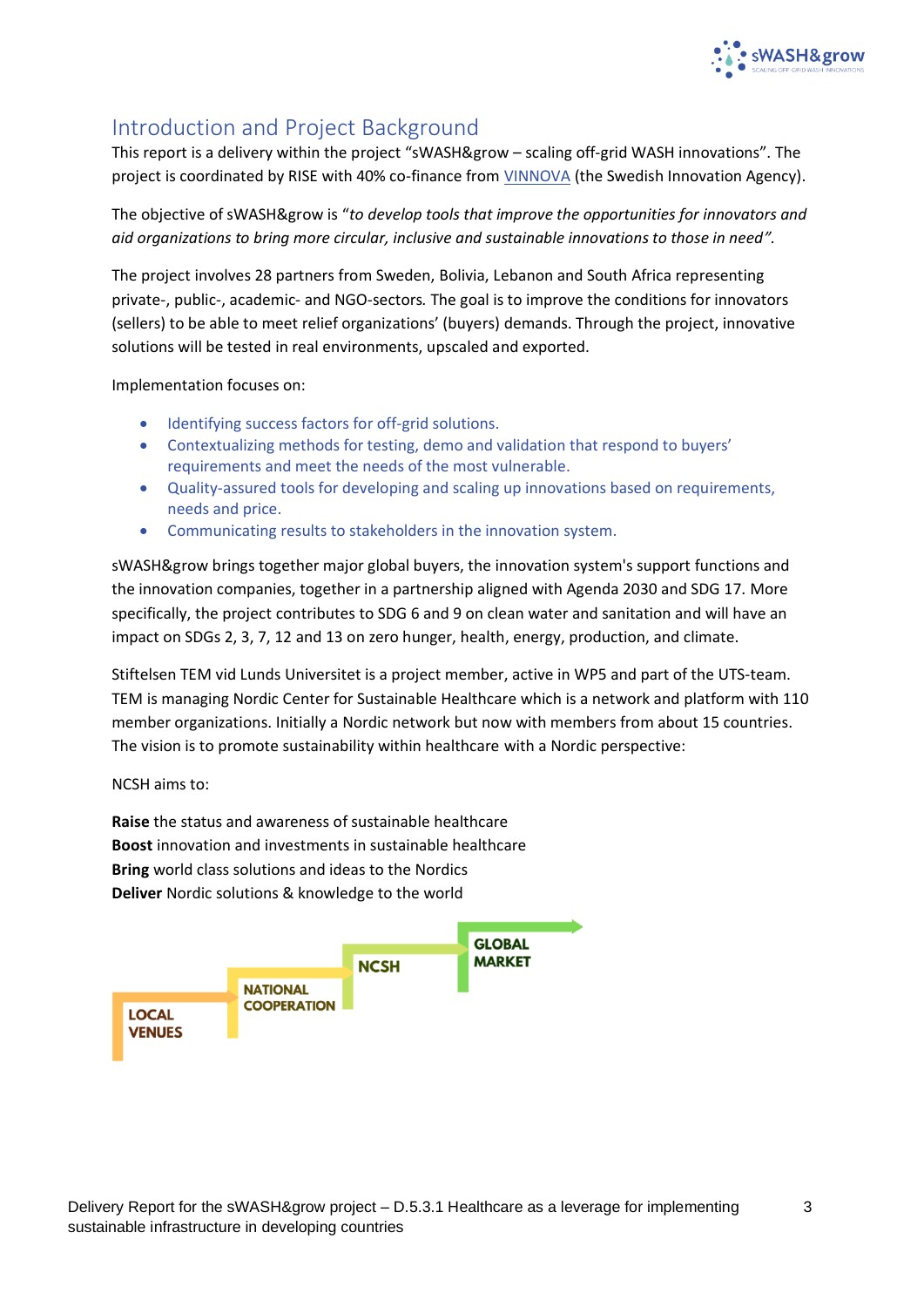## Introduction and Project Background

This report is a delivery within the project "sWASH&grow – scaling off-grid WASH innovations". The project is coordinated by RISE with 40% co-finance from VINNOVA (the Swedish Innovation Agency).

The objective of sWASH&grow is "*to develop tools that improve the opportunities for innovators and aid organizations to bring more circular, inclusive and sustainable innovations to those in need"*.

The project involves 28 partners from Sweden, Bolivia, Lebanon and South Africa representing private-, public-, academic- and NGO-sectors. The goal is to improve the conditions for innovators (sellers) to be able to meet relief organizations' (buyers) demands. Through the project, innovative solutions will be tested in real environments, upscaled and exported.

Implementation focuses on:

- Identifying success factors for off-grid solutions.
- Contextualizing methods for testing, demo and validation that respond to buyers' requirements and meet the needs of the most vulnerable.
- Quality-assured tools for developing and scaling up innovations based on requirements, needs and price.
- Communicating results to stakeholders in the innovation system.

sWASH&grow brings together major global buyers, the innovation system's support functions and the innovation companies, together in a partnership aligned with Agenda 2030 and SDG 17. More specifically, the project contributes to SDG 6 and 9 on clean water and sanitation and will have an impact on SDGs 2, 3, 7, 12 and 13 on zero hunger, health, energy, production, and climate.

Stiftelsen TEM vid Lunds Universitet is a project member, active in WP5 and part of the UTS-team. TEM is managing Nordic Center for Sustainable Healthcare which is a network and platform with 110 member organizations. Initially a Nordic network but now with members from about 15 countries. The vision is to promote sustainability within healthcare with a Nordic perspective:

NCSH aims to:

**Raise** the status and awareness of sustainable healthcare
**Boost** innovation and investments in sustainable healthcare
**Bring** world class solutions and ideas to the Nordics
**Deliver** Nordic solutions & knowledge to the world

LOCAL VENUES → NATIONAL COOPERATION → NCSH → GLOBAL MARKET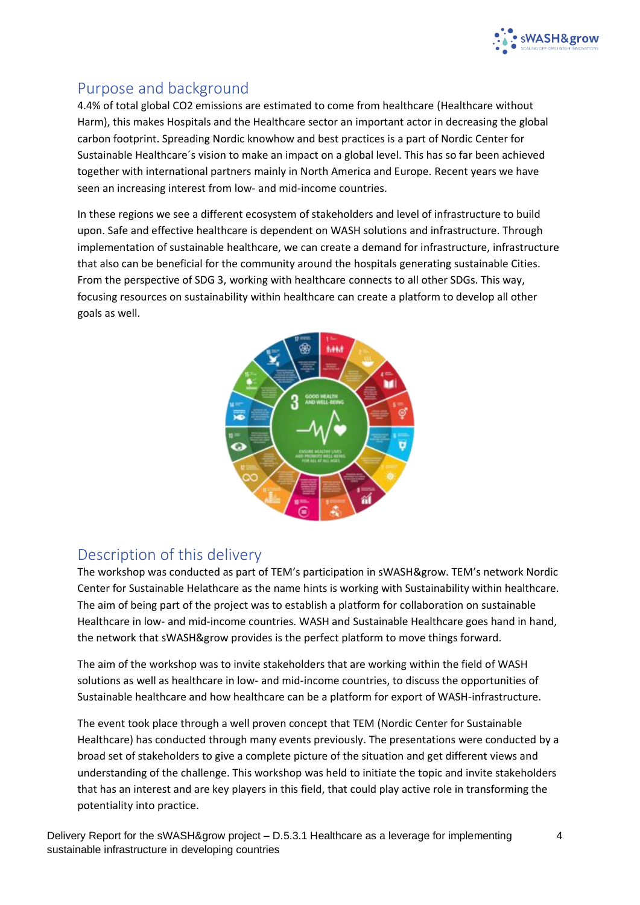## Purpose and background

4.4% of total global $CO_2$ emissions are estimated to come from healthcare (Healthcare without Harm), this makes Hospitals and the Healthcare sector an important actor in decreasing the global carbon footprint. Spreading Nordic knowhow and best practices is a part of Nordic Center for Sustainable Healthcare´s vision to make an impact on a global level. This has so far been achieved together with international partners mainly in North America and Europe. Recent years we have seen an increasing interest from low- and mid-income countries.

In these regions we see a different ecosystem of stakeholders and level of infrastructure to build upon. Safe and effective healthcare is dependent on WASH solutions and infrastructure. Through implementation of sustainable healthcare, we can create a demand for infrastructure, infrastructure that also can be beneficial for the community around the hospitals generating sustainable Cities. From the perspective of SDG 3, working with healthcare connects to all other SDGs. This way, focusing resources on sustainability within healthcare can create a platform to develop all other goals as well.

## Description of this delivery

The workshop was conducted as part of TEM's participation in sWASH&grow. TEM's network Nordic Center for Sustainable Helathcare as the name hints is working with Sustainability within healthcare. The aim of being part of the project was to establish a platform for collaboration on sustainable Healthcare in low- and mid-income countries. WASH and Sustainable Healthcare goes hand in hand, the network that sWASH&grow provides is the perfect platform to move things forward.

The aim of the workshop was to invite stakeholders that are working within the field of WASH solutions as well as healthcare in low- and mid-income countries, to discuss the opportunities of Sustainable healthcare and how healthcare can be a platform for export of WASH-infrastructure.

The event took place through a well proven concept that TEM (Nordic Center for Sustainable Healthcare) has conducted through many events previously. The presentations were conducted by a broad set of stakeholders to give a complete picture of the situation and get different views and understanding of the challenge. This workshop was held to initiate the topic and invite stakeholders that has an interest and are key players in this field, that could play active role in transforming the potentiality into practice.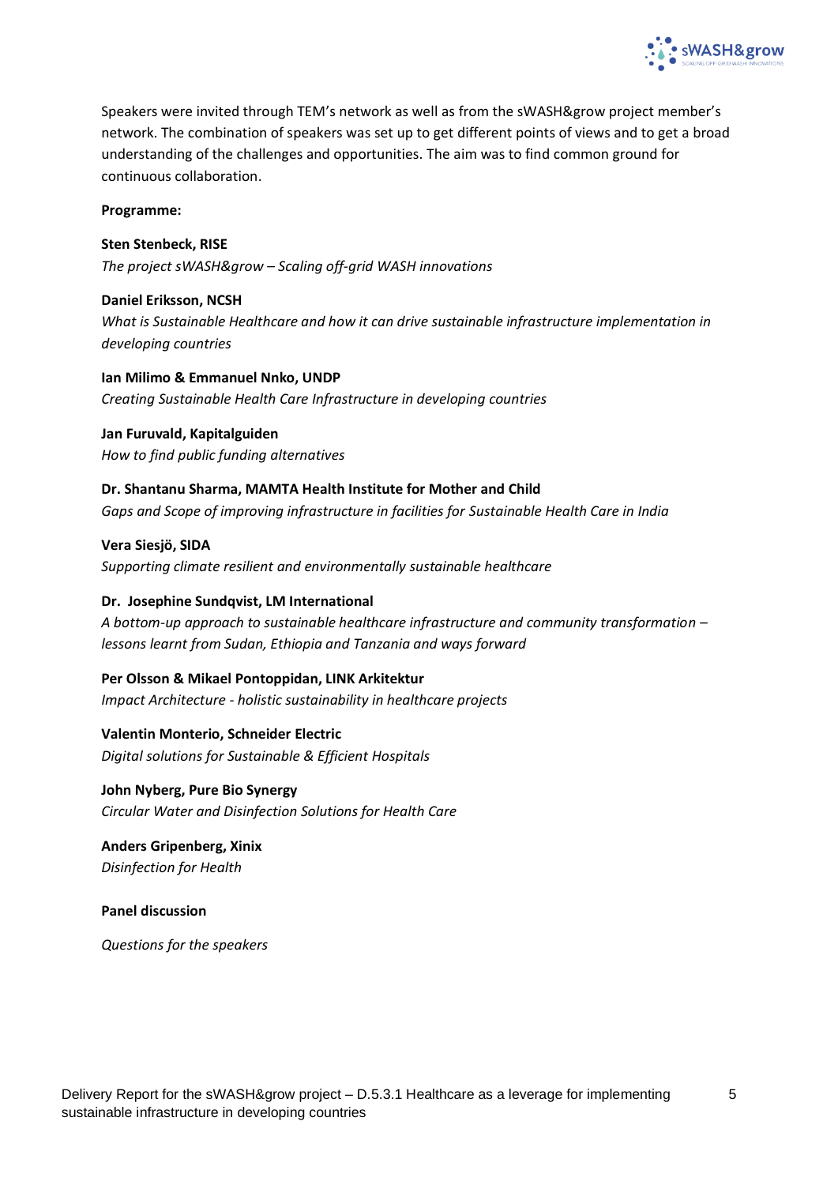Speakers were invited through TEM's network as well as from the sWASH&grow project member's network. The combination of speakers was set up to get different points of views and to get a broad understanding of the challenges and opportunities. The aim was to find common ground for continuous collaboration.

**Programme:**

**Sten Stenbeck, RISE**
*The project sWASH&grow – Scaling off-grid WASH innovations*

**Daniel Eriksson, NCSH**
*What is Sustainable Healthcare and how it can drive sustainable infrastructure implementation in developing countries*

**Ian Milimo & Emmanuel Nnko, UNDP**
*Creating Sustainable Health Care Infrastructure in developing countries*

**Jan Furuvald, Kapitalguiden**
*How to find public funding alternatives*

**Dr. Shantanu Sharma, MAMTA Health Institute for Mother and Child**
*Gaps and Scope of improving infrastructure in facilities for Sustainable Health Care in India*

**Vera Siesjö, SIDA**
*Supporting climate resilient and environmentally sustainable healthcare*

**Dr. Josephine Sundqvist, LM International**
*A bottom-up approach to sustainable healthcare infrastructure and community transformation – lessons learnt from Sudan, Ethiopia and Tanzania and ways forward*

**Per Olsson & Mikael Pontoppidan, LINK Arkitektur**
*Impact Architecture - holistic sustainability in healthcare projects*

**Valentin Monterio, Schneider Electric**
*Digital solutions for Sustainable & Efficient Hospitals*

**John Nyberg, Pure Bio Synergy**
*Circular Water and Disinfection Solutions for Health Care*

**Anders Gripenberg, Xinix**
*Disinfection for Health*

**Panel discussion**

*Questions for the speakers*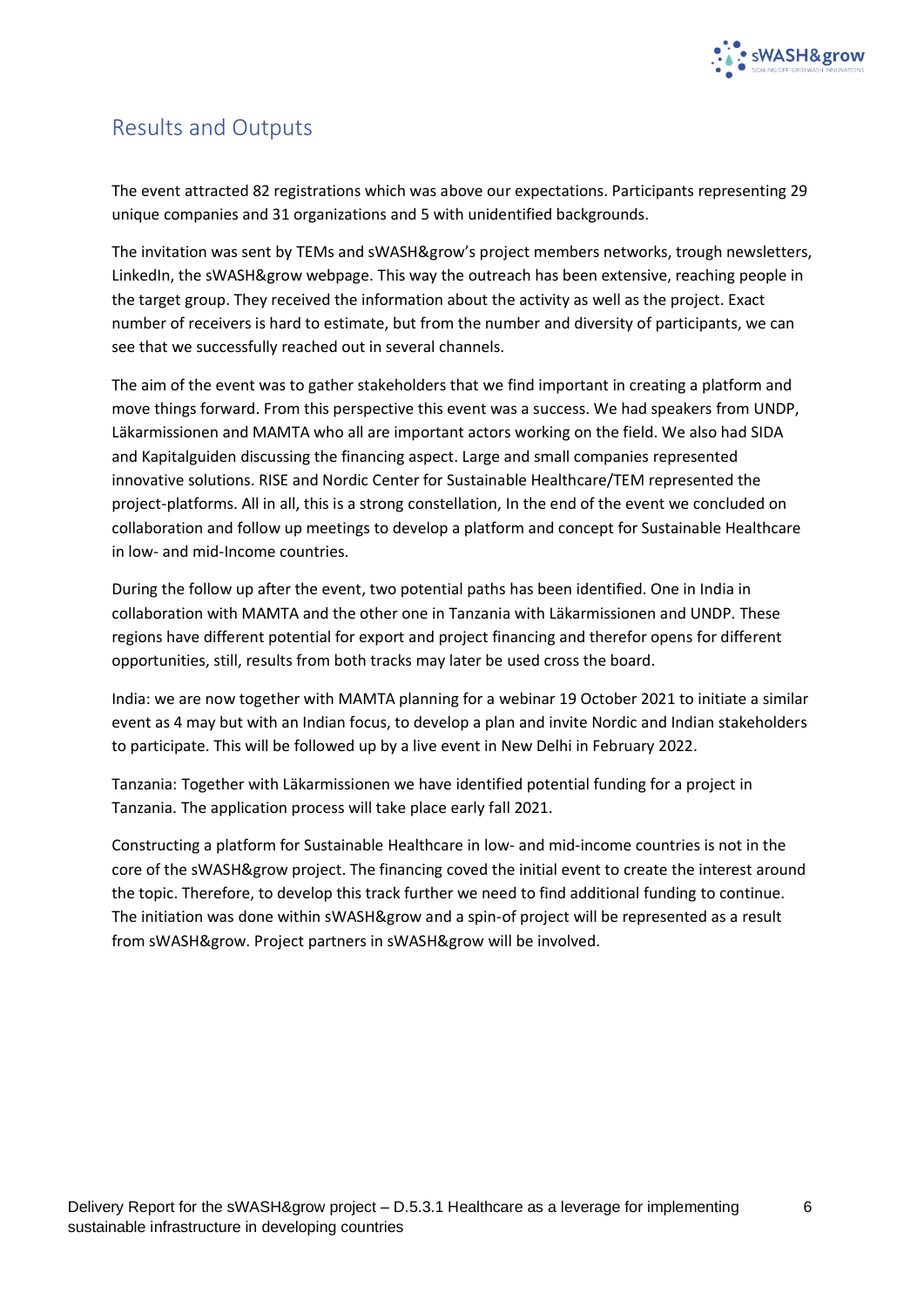## Results and Outputs

The event attracted 82 registrations which was above our expectations. Participants representing 29 unique companies and 31 organizations and 5 with unidentified backgrounds.

The invitation was sent by TEMs and sWASH&grow's project members networks, trough newsletters, LinkedIn, the sWASH&grow webpage. This way the outreach has been extensive, reaching people in the target group. They received the information about the activity as well as the project. Exact number of receivers is hard to estimate, but from the number and diversity of participants, we can see that we successfully reached out in several channels.

The aim of the event was to gather stakeholders that we find important in creating a platform and move things forward. From this perspective this event was a success. We had speakers from UNDP, Läkarmissionen and MAMTA who all are important actors working on the field. We also had SIDA and Kapitalguiden discussing the financing aspect. Large and small companies represented innovative solutions. RISE and Nordic Center for Sustainable Healthcare/TEM represented the project-platforms. All in all, this is a strong constellation, In the end of the event we concluded on collaboration and follow up meetings to develop a platform and concept for Sustainable Healthcare in low- and mid-Income countries.

During the follow up after the event, two potential paths has been identified. One in India in collaboration with MAMTA and the other one in Tanzania with Läkarmissionen and UNDP. These regions have different potential for export and project financing and therefor opens for different opportunities, still, results from both tracks may later be used cross the board.

India: we are now together with MAMTA planning for a webinar 19 October 2021 to initiate a similar event as 4 may but with an Indian focus, to develop a plan and invite Nordic and Indian stakeholders to participate. This will be followed up by a live event in New Delhi in February 2022.

Tanzania: Together with Läkarmissionen we have identified potential funding for a project in Tanzania. The application process will take place early fall 2021.

Constructing a platform for Sustainable Healthcare in low- and mid-income countries is not in the core of the sWASH&grow project. The financing coved the initial event to create the interest around the topic. Therefore, to develop this track further we need to find additional funding to continue. The initiation was done within sWASH&grow and a spin-of project will be represented as a result from sWASH&grow. Project partners in sWASH&grow will be involved.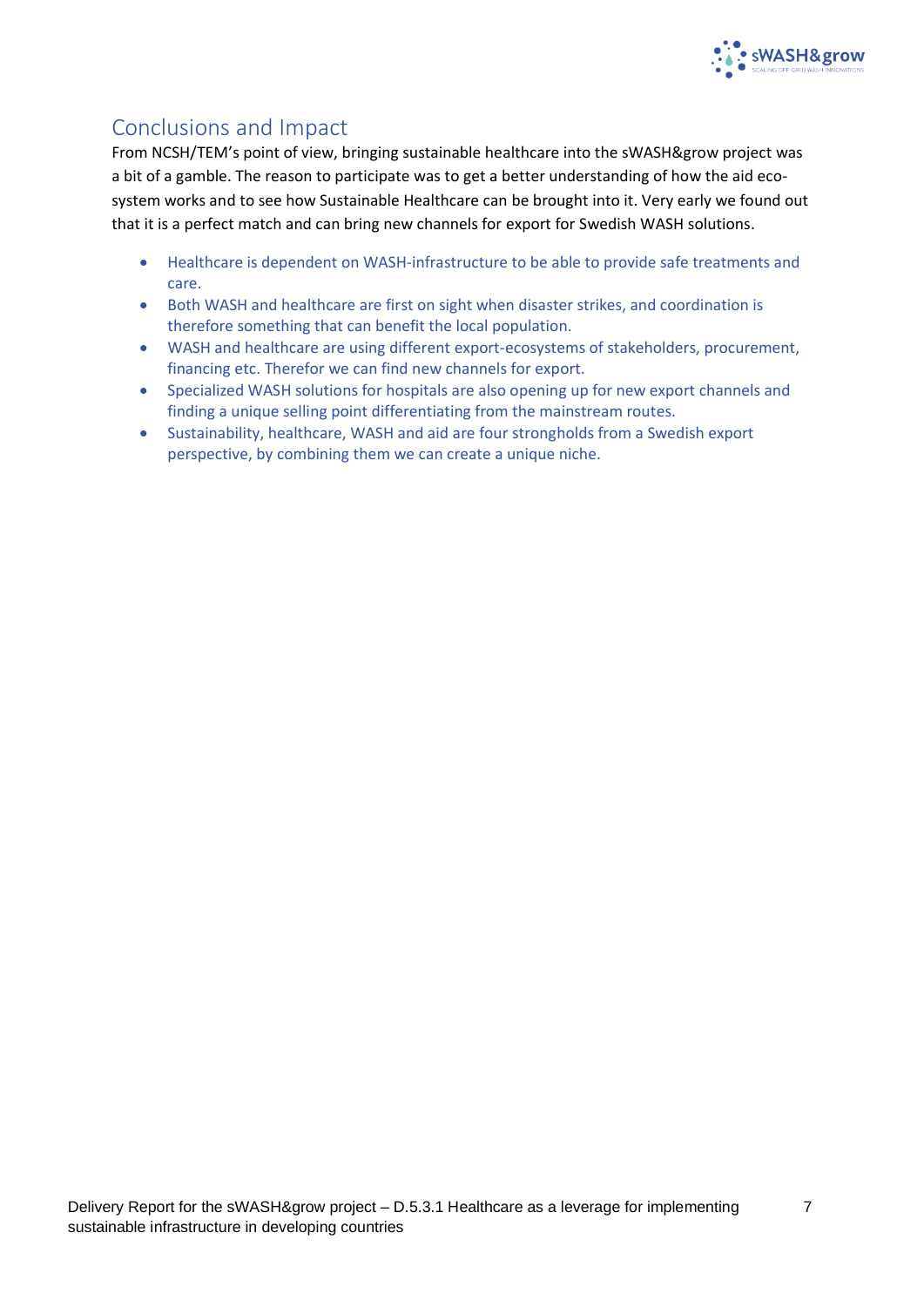## Conclusions and Impact

From NCSH/TEM's point of view, bringing sustainable healthcare into the sWASH&grow project was a bit of a gamble. The reason to participate was to get a better understanding of how the aid eco-system works and to see how Sustainable Healthcare can be brought into it. Very early we found out that it is a perfect match and can bring new channels for export for Swedish WASH solutions.

- Healthcare is dependent on WASH-infrastructure to be able to provide safe treatments and care.
- Both WASH and healthcare are first on sight when disaster strikes, and coordination is therefore something that can benefit the local population.
- WASH and healthcare are using different export-ecosystems of stakeholders, procurement, financing etc. Therefor we can find new channels for export.
- Specialized WASH solutions for hospitals are also opening up for new export channels and finding a unique selling point differentiating from the mainstream routes.
- Sustainability, healthcare, WASH and aid are four strongholds from a Swedish export perspective, by combining them we can create a unique niche.